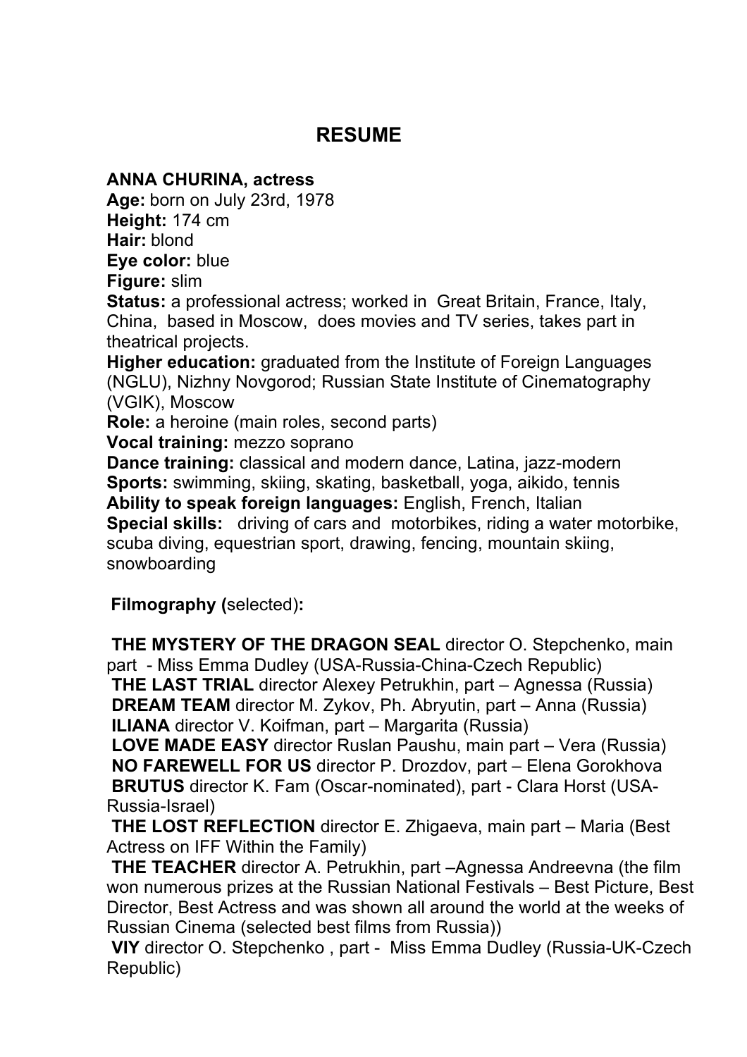# RESUME

**ANNA CHURINA, actress**
**Age:** born on July 23rd, 1978
**Height:** 174 cm
**Hair:** blond
**Eye color:** blue
**Figure:** slim
**Status:** a professional actress; worked in Great Britain, France, Italy, China, based in Moscow, does movies and TV series, takes part in theatrical projects.
**Higher education:** graduated from the Institute of Foreign Languages (NGLU), Nizhny Novgorod; Russian State Institute of Cinematography (VGIK), Moscow
**Role:** a heroine (main roles, second parts)
**Vocal training:** mezzo soprano
**Dance training:** classical and modern dance, Latina, jazz-modern
**Sports:** swimming, skiing, skating, basketball, yoga, aikido, tennis
**Ability to speak foreign languages:** English, French, Italian
**Special skills:** driving of cars and motorbikes, riding a water motorbike, scuba diving, equestrian sport, drawing, fencing, mountain skiing, snowboarding

**Filmography (**selected)**:**

**THE MYSTERY OF THE DRAGON SEAL** director O. Stepchenko, main part - Miss Emma Dudley (USA-Russia-China-Czech Republic)
**THE LAST TRIAL** director Alexey Petrukhin, part – Agnessa (Russia)
**DREAM TEAM** director M. Zykov, Ph. Abryutin, part – Anna (Russia)
**ILIANA** director V. Koifman, part – Margarita (Russia)
**LOVE MADE EASY** director Ruslan Paushu, main part – Vera (Russia)
**NO FAREWELL FOR US** director P. Drozdov, part – Elena Gorokhova
**BRUTUS** director K. Fam (Oscar-nominated), part - Clara Horst (USA-Russia-Israel)
**THE LOST REFLECTION** director E. Zhigaeva, main part – Maria (Best Actress on IFF Within the Family)
**THE TEACHER** director A. Petrukhin, part –Agnessa Andreevna (the film won numerous prizes at the Russian National Festivals – Best Picture, Best Director, Best Actress and was shown all around the world at the weeks of Russian Cinema (selected best films from Russia))
**VIY** director O. Stepchenko , part - Miss Emma Dudley (Russia-UK-Czech Republic)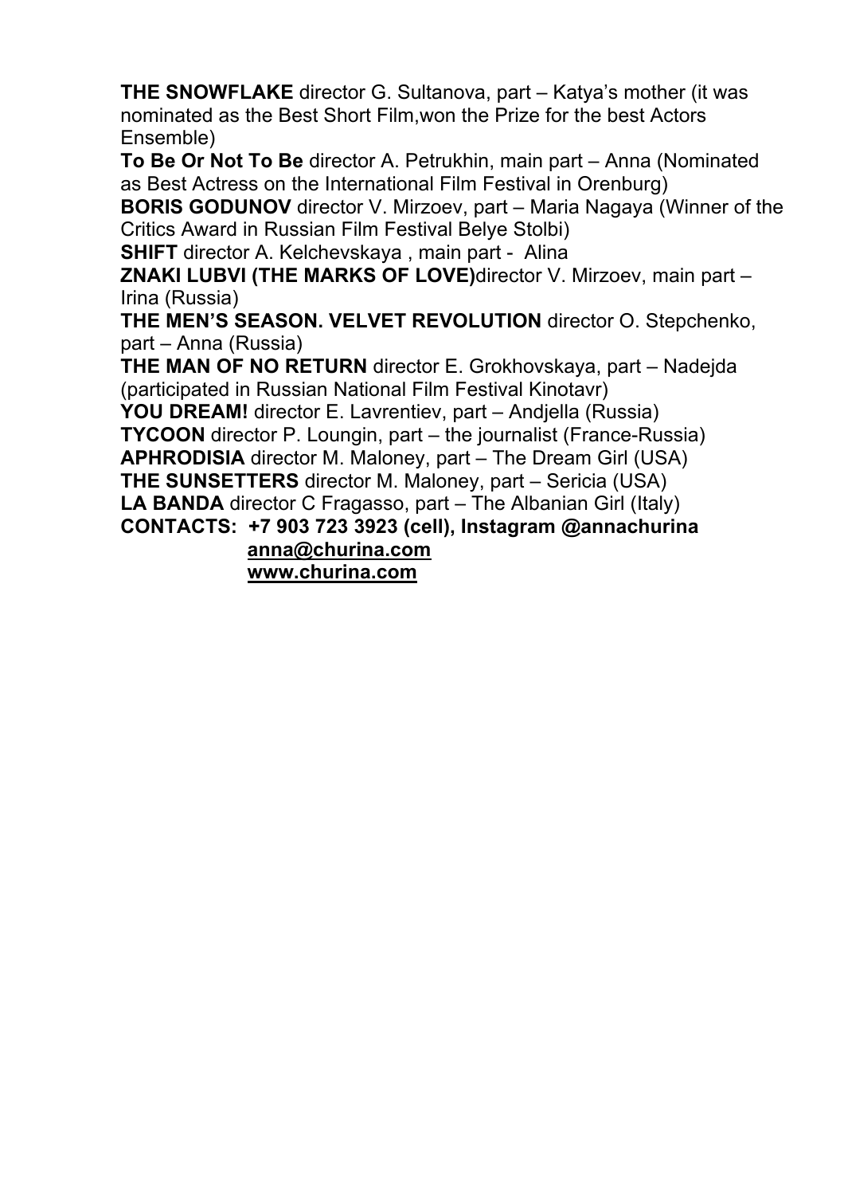**THE SNOWFLAKE** director G. Sultanova, part – Katya's mother (it was nominated as the Best Short Film,won the Prize for the best Actors Ensemble)

**To Be Or Not To Be** director A. Petrukhin, main part – Anna (Nominated as Best Actress on the International Film Festival in Orenburg)

**BORIS GODUNOV** director V. Mirzoev, part – Maria Nagaya (Winner of the Critics Award in Russian Film Festival Belye Stolbi)

**SHIFT** director A. Kelchevskaya , main part - Alina

**ZNAKI LUBVI (THE MARKS OF LOVE)**director V. Mirzoev, main part – Irina (Russia)

**THE MEN'S SEASON. VELVET REVOLUTION** director O. Stepchenko, part – Anna (Russia)

**THE MAN OF NO RETURN** director E. Grokhovskaya, part – Nadejda (participated in Russian National Film Festival Kinotavr)

**YOU DREAM!** director E. Lavrentiev, part – Andjella (Russia)

**TYCOON** director P. Loungin, part – the journalist (France-Russia)

**APHRODISIA** director M. Maloney, part – The Dream Girl (USA)

**THE SUNSETTERS** director M. Maloney, part – Sericia (USA)

**LA BANDA** director C Fragasso, part – The Albanian Girl (Italy)

**CONTACTS: +7 903 723 3923 (cell), Instagram @annachurina**
**anna@churina.com**
**www.churina.com**